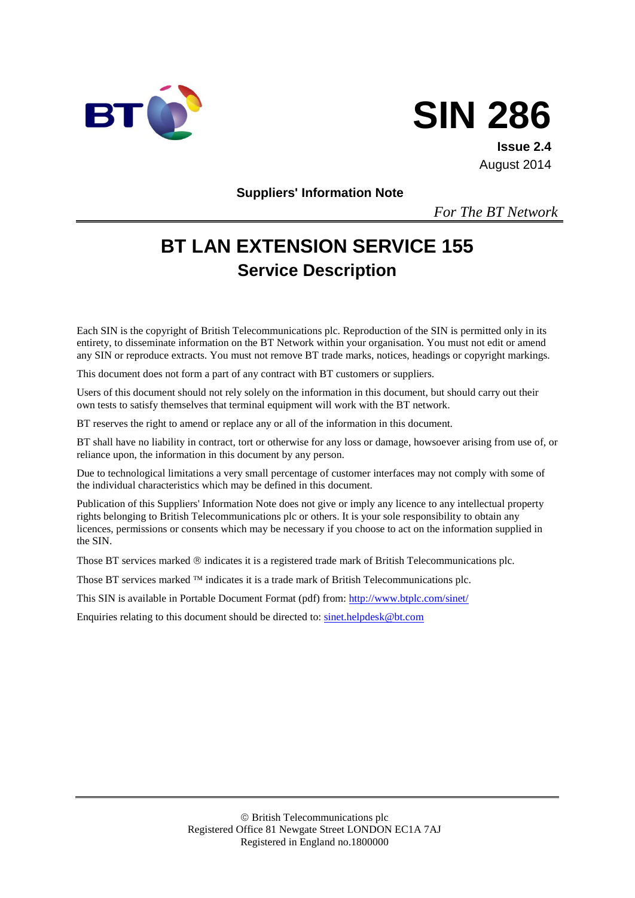# SIN 286

**Issue 2.4**
August 2014

**Suppliers' Information Note**

*For The BT Network*

# BT LAN EXTENSION SERVICE 155

## Service Description

Each SIN is the copyright of British Telecommunications plc. Reproduction of the SIN is permitted only in its entirety, to disseminate information on the BT Network within your organisation. You must not edit or amend any SIN or reproduce extracts. You must not remove BT trade marks, notices, headings or copyright markings.

This document does not form a part of any contract with BT customers or suppliers.

Users of this document should not rely solely on the information in this document, but should carry out their own tests to satisfy themselves that terminal equipment will work with the BT network.

BT reserves the right to amend or replace any or all of the information in this document.

BT shall have no liability in contract, tort or otherwise for any loss or damage, howsoever arising from use of, or reliance upon, the information in this document by any person.

Due to technological limitations a very small percentage of customer interfaces may not comply with some of the individual characteristics which may be defined in this document.

Publication of this Suppliers' Information Note does not give or imply any licence to any intellectual property rights belonging to British Telecommunications plc or others. It is your sole responsibility to obtain any licences, permissions or consents which may be necessary if you choose to act on the information supplied in the SIN.

Those BT services marked ® indicates it is a registered trade mark of British Telecommunications plc.

Those BT services marked ™ indicates it is a trade mark of British Telecommunications plc.

This SIN is available in Portable Document Format (pdf) from: http://www.btplc.com/sinet/

Enquiries relating to this document should be directed to: sinet.helpdesk@bt.com

© British Telecommunications plc
Registered Office 81 Newgate Street LONDON EC1A 7AJ
Registered in England no.1800000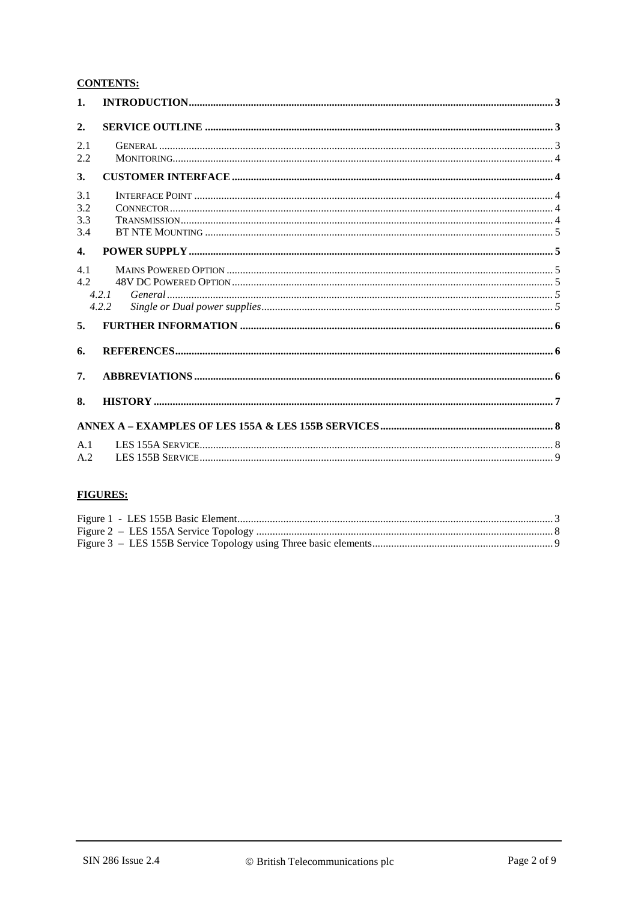**CONTENTS:**

| | | |
|---|---|---|
| **1.** | **INTRODUCTION** | **3** |
| **2.** | **SERVICE OUTLINE** | **3** |
| 2.1 | GENERAL | 3 |
| 2.2 | MONITORING | 4 |
| **3.** | **CUSTOMER INTERFACE** | **4** |
| 3.1 | INTERFACE POINT | 4 |
| 3.2 | CONNECTOR | 4 |
| 3.3 | TRANSMISSION | 4 |
| 3.4 | BT NTE MOUNTING | 5 |
| **4.** | **POWER SUPPLY** | **5** |
| 4.1 | MAINS POWERED OPTION | 5 |
| 4.2 | 48V DC POWERED OPTION | 5 |
| *4.2.1* | *General* | *5* |
| *4.2.2* | *Single or Dual power supplies* | *5* |
| **5.** | **FURTHER INFORMATION** | **6** |
| **6.** | **REFERENCES** | **6** |
| **7.** | **ABBREVIATIONS** | **6** |
| **8.** | **HISTORY** | **7** |
| | **ANNEX A – EXAMPLES OF LES 155A & LES 155B SERVICES** | **8** |
| A.1 | LES 155A SERVICE | 8 |
| A.2 | LES 155B SERVICE | 9 |

**FIGURES:**

| | |
|---|---|
| Figure 1 - LES 155B Basic Element | 3 |
| Figure 2 – LES 155A Service Topology | 8 |
| Figure 3 – LES 155B Service Topology using Three basic elements | 9 |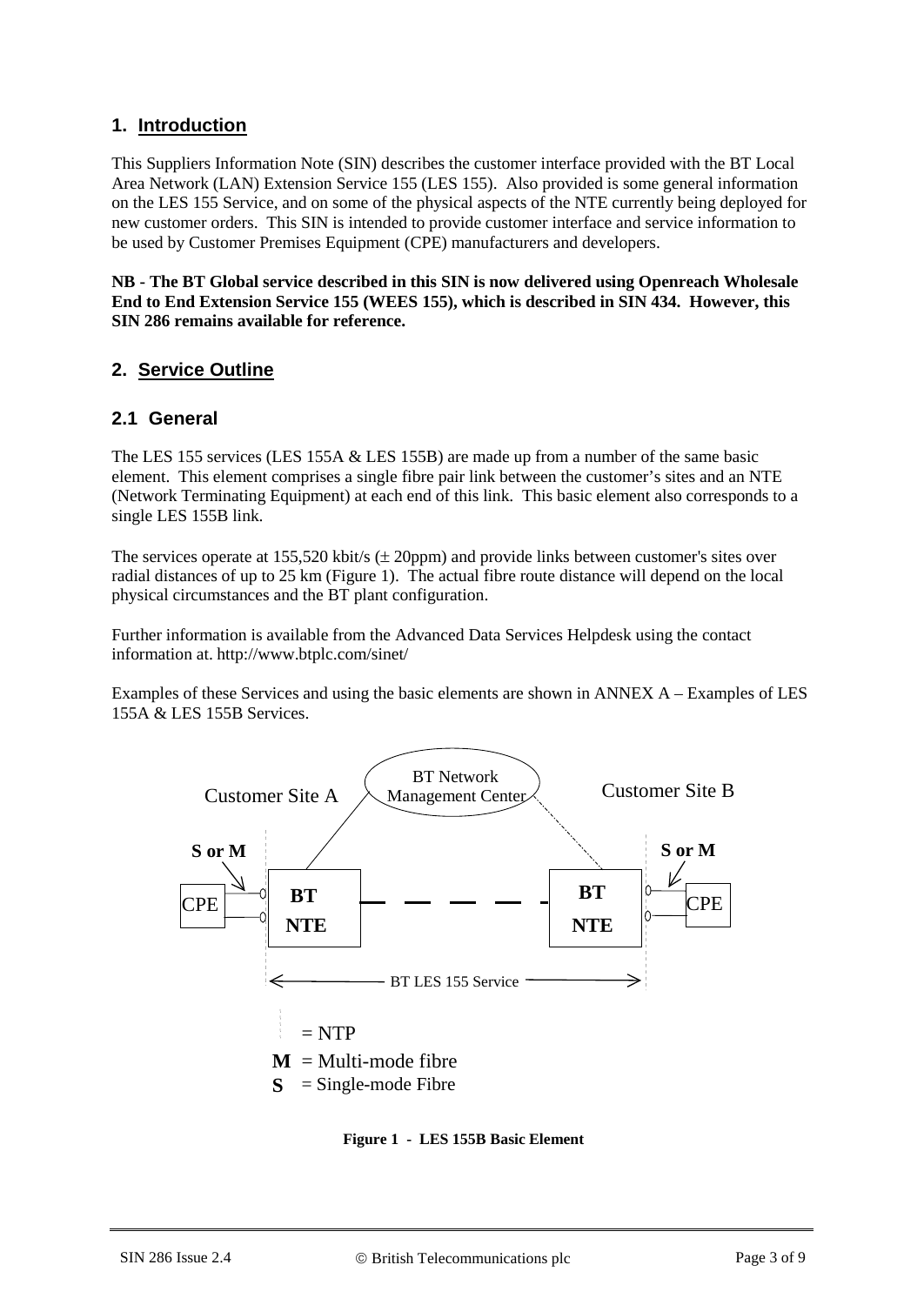## 1. Introduction

This Suppliers Information Note (SIN) describes the customer interface provided with the BT Local Area Network (LAN) Extension Service 155 (LES 155). Also provided is some general information on the LES 155 Service, and on some of the physical aspects of the NTE currently being deployed for new customer orders. This SIN is intended to provide customer interface and service information to be used by Customer Premises Equipment (CPE) manufacturers and developers.

**NB - The BT Global service described in this SIN is now delivered using Openreach Wholesale End to End Extension Service 155 (WEES 155), which is described in SIN 434. However, this SIN 286 remains available for reference.**

## 2. Service Outline

### 2.1 General

The LES 155 services (LES 155A & LES 155B) are made up from a number of the same basic element. This element comprises a single fibre pair link between the customer's sites and an NTE (Network Terminating Equipment) at each end of this link. This basic element also corresponds to a single LES 155B link.

The services operate at 155,520 kbit/s (± 20ppm) and provide links between customer's sites over radial distances of up to 25 km (Figure 1). The actual fibre route distance will depend on the local physical circumstances and the BT plant configuration.

Further information is available from the Advanced Data Services Helpdesk using the contact information at. http://www.btplc.com/sinet/

Examples of these Services and using the basic elements are shown in ANNEX A – Examples of LES 155A & LES 155B Services.

BT Network Management Center

Customer Site A — Customer Site B

S or M — S or M

CPE — BT NTE — BT NTE — CPE

BT LES 155 Service

= NTP

**M** = Multi-mode fibre

**S** = Single-mode Fibre

**Figure 1 - LES 155B Basic Element**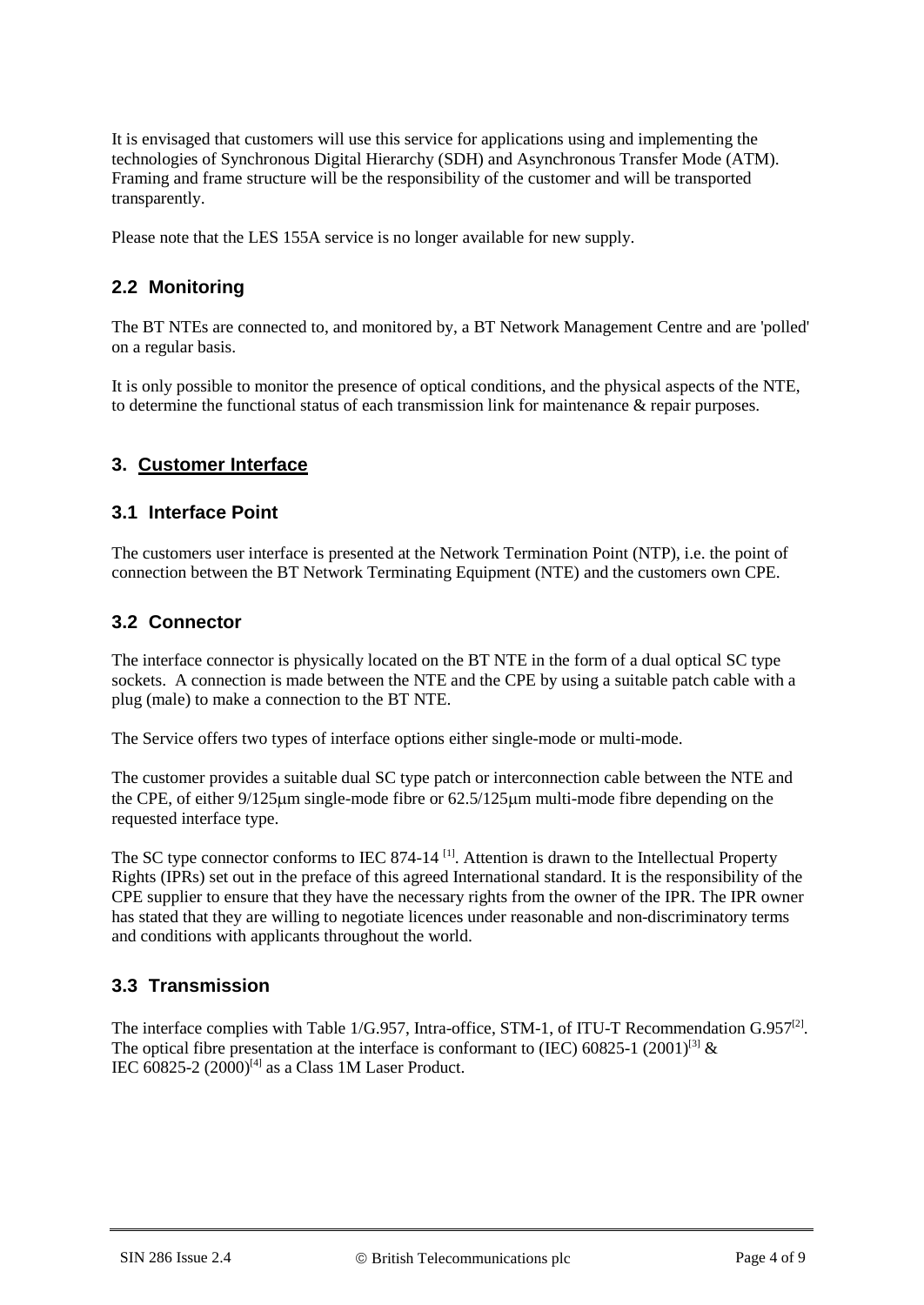It is envisaged that customers will use this service for applications using and implementing the technologies of Synchronous Digital Hierarchy (SDH) and Asynchronous Transfer Mode (ATM). Framing and frame structure will be the responsibility of the customer and will be transported transparently.

Please note that the LES 155A service is no longer available for new supply.

### 2.2 Monitoring

The BT NTEs are connected to, and monitored by, a BT Network Management Centre and are 'polled' on a regular basis.

It is only possible to monitor the presence of optical conditions, and the physical aspects of the NTE, to determine the functional status of each transmission link for maintenance & repair purposes.

## 3. Customer Interface

### 3.1 Interface Point

The customers user interface is presented at the Network Termination Point (NTP), i.e. the point of connection between the BT Network Terminating Equipment (NTE) and the customers own CPE.

### 3.2 Connector

The interface connector is physically located on the BT NTE in the form of a dual optical SC type sockets. A connection is made between the NTE and the CPE by using a suitable patch cable with a plug (male) to make a connection to the BT NTE.

The Service offers two types of interface options either single-mode or multi-mode.

The customer provides a suitable dual SC type patch or interconnection cable between the NTE and the CPE, of either 9/125μm single-mode fibre or 62.5/125μm multi-mode fibre depending on the requested interface type.

The SC type connector conforms to IEC 874-14 [1]. Attention is drawn to the Intellectual Property Rights (IPRs) set out in the preface of this agreed International standard. It is the responsibility of the CPE supplier to ensure that they have the necessary rights from the owner of the IPR. The IPR owner has stated that they are willing to negotiate licences under reasonable and non-discriminatory terms and conditions with applicants throughout the world.

### 3.3 Transmission

The interface complies with Table 1/G.957, Intra-office, STM-1, of ITU-T Recommendation G.957[2]. The optical fibre presentation at the interface is conformant to (IEC) 60825-1 (2001)[3] & IEC 60825-2 (2000)[4] as a Class 1M Laser Product.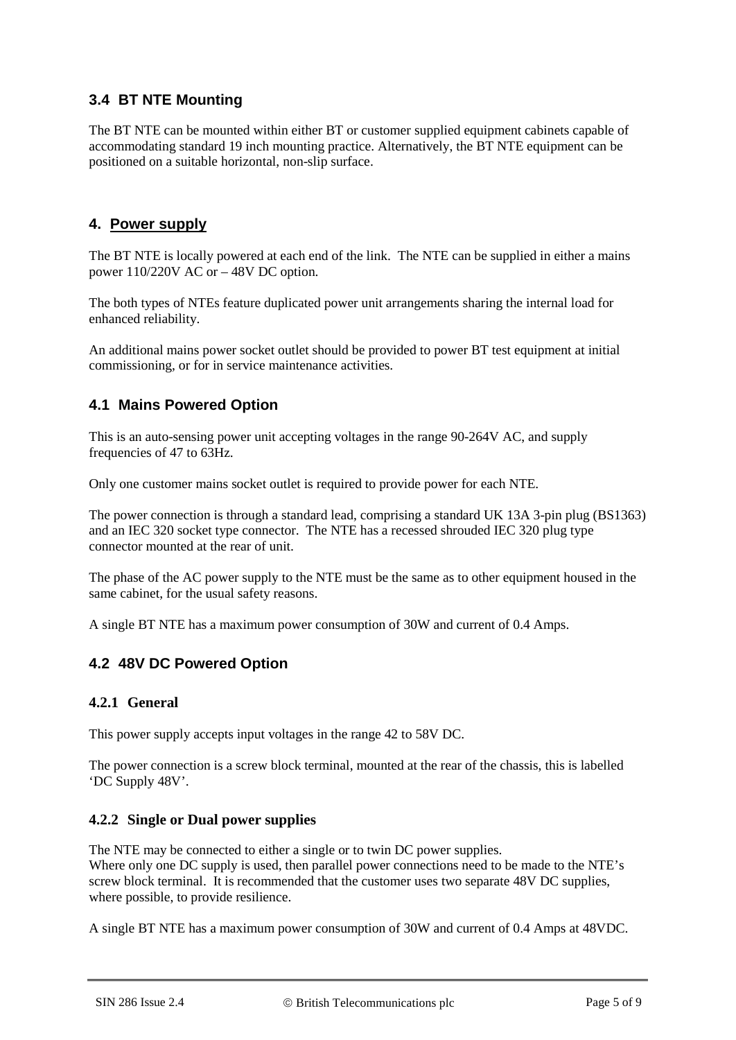### 3.4 BT NTE Mounting

The BT NTE can be mounted within either BT or customer supplied equipment cabinets capable of accommodating standard 19 inch mounting practice. Alternatively, the BT NTE equipment can be positioned on a suitable horizontal, non-slip surface.

## 4. Power supply

The BT NTE is locally powered at each end of the link. The NTE can be supplied in either a mains power 110/220V AC or – 48V DC option.

The both types of NTEs feature duplicated power unit arrangements sharing the internal load for enhanced reliability.

An additional mains power socket outlet should be provided to power BT test equipment at initial commissioning, or for in service maintenance activities.

### 4.1 Mains Powered Option

This is an auto-sensing power unit accepting voltages in the range 90-264V AC, and supply frequencies of 47 to 63Hz.

Only one customer mains socket outlet is required to provide power for each NTE.

The power connection is through a standard lead, comprising a standard UK 13A 3-pin plug (BS1363) and an IEC 320 socket type connector. The NTE has a recessed shrouded IEC 320 plug type connector mounted at the rear of unit.

The phase of the AC power supply to the NTE must be the same as to other equipment housed in the same cabinet, for the usual safety reasons.

A single BT NTE has a maximum power consumption of 30W and current of 0.4 Amps.

### 4.2 48V DC Powered Option

#### 4.2.1 General

This power supply accepts input voltages in the range 42 to 58V DC.

The power connection is a screw block terminal, mounted at the rear of the chassis, this is labelled 'DC Supply 48V'.

#### 4.2.2 Single or Dual power supplies

The NTE may be connected to either a single or to twin DC power supplies.
Where only one DC supply is used, then parallel power connections need to be made to the NTE's screw block terminal. It is recommended that the customer uses two separate 48V DC supplies, where possible, to provide resilience.

A single BT NTE has a maximum power consumption of 30W and current of 0.4 Amps at 48VDC.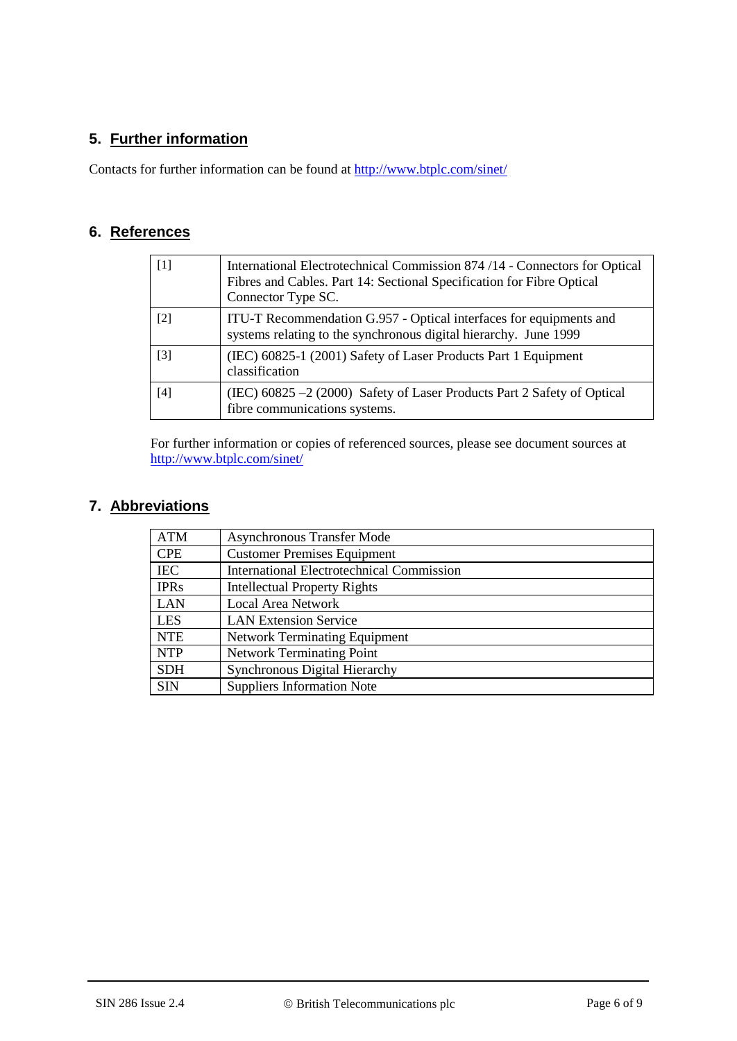## 5. Further information

Contacts for further information can be found at http://www.btplc.com/sinet/

## 6. References

| | |
|---|---|
| [1] | International Electrotechnical Commission 874 /14 - Connectors for Optical Fibres and Cables. Part 14: Sectional Specification for Fibre Optical Connector Type SC. |
| [2] | ITU-T Recommendation G.957 - Optical interfaces for equipments and systems relating to the synchronous digital hierarchy. June 1999 |
| [3] | (IEC) 60825-1 (2001) Safety of Laser Products Part 1 Equipment classification |
| [4] | (IEC) 60825 –2 (2000) Safety of Laser Products Part 2 Safety of Optical fibre communications systems. |

For further information or copies of referenced sources, please see document sources at http://www.btplc.com/sinet/

## 7. Abbreviations

| | |
|---|---|
| ATM | Asynchronous Transfer Mode |
| CPE | Customer Premises Equipment |
| IEC | International Electrotechnical Commission |
| IPRs | Intellectual Property Rights |
| LAN | Local Area Network |
| LES | LAN Extension Service |
| NTE | Network Terminating Equipment |
| NTP | Network Terminating Point |
| SDH | Synchronous Digital Hierarchy |
| SIN | Suppliers Information Note |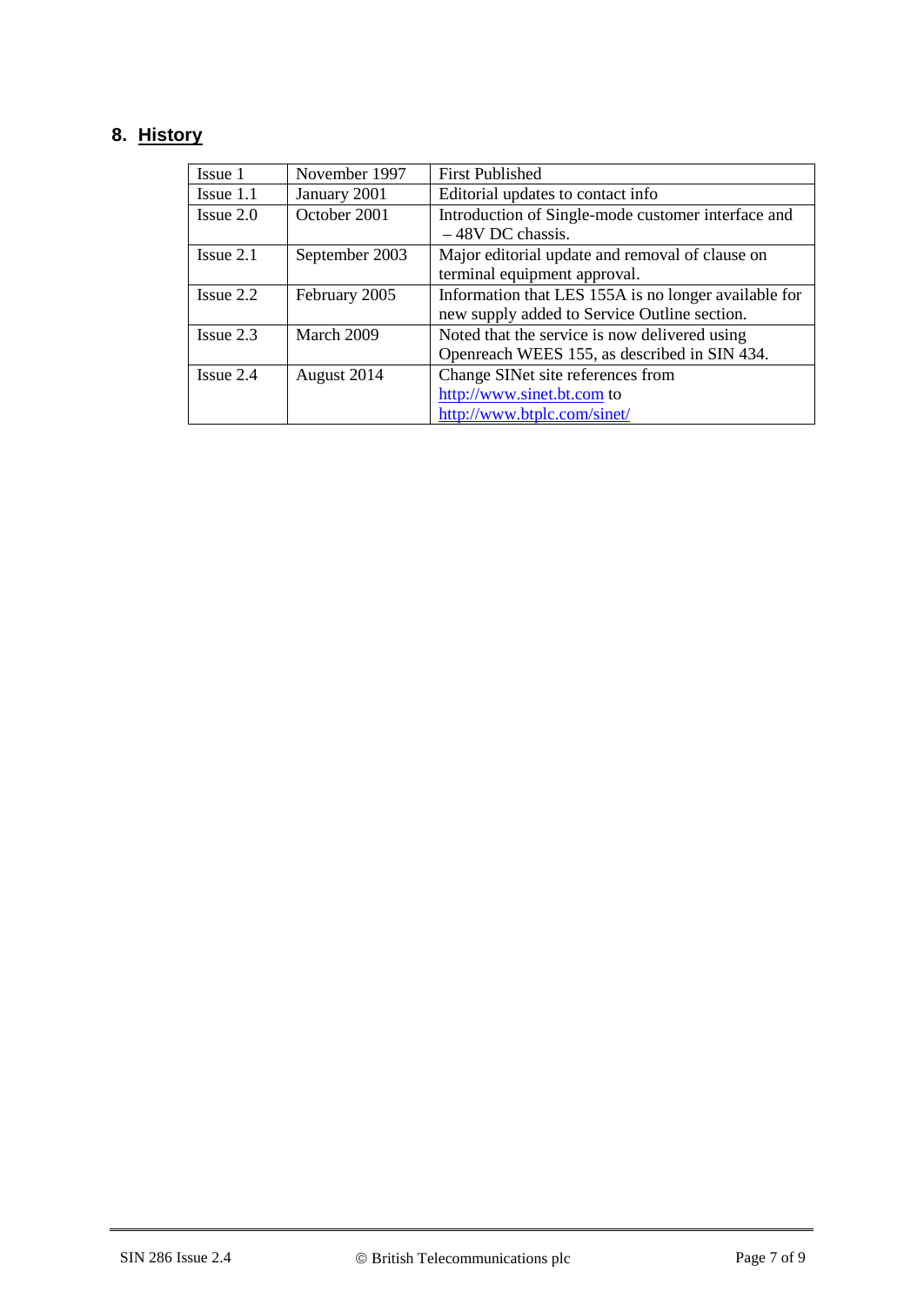## 8. History

| Issue 1 | November 1997 | First Published |
|---|---|---|
| Issue 1.1 | January 2001 | Editorial updates to contact info |
| Issue 2.0 | October 2001 | Introduction of Single-mode customer interface and – 48V DC chassis. |
| Issue 2.1 | September 2003 | Major editorial update and removal of clause on terminal equipment approval. |
| Issue 2.2 | February 2005 | Information that LES 155A is no longer available for new supply added to Service Outline section. |
| Issue 2.3 | March 2009 | Noted that the service is now delivered using Openreach WEES 155, as described in SIN 434. |
| Issue 2.4 | August 2014 | Change SINet site references from http://www.sinet.bt.com to http://www.btplc.com/sinet/ |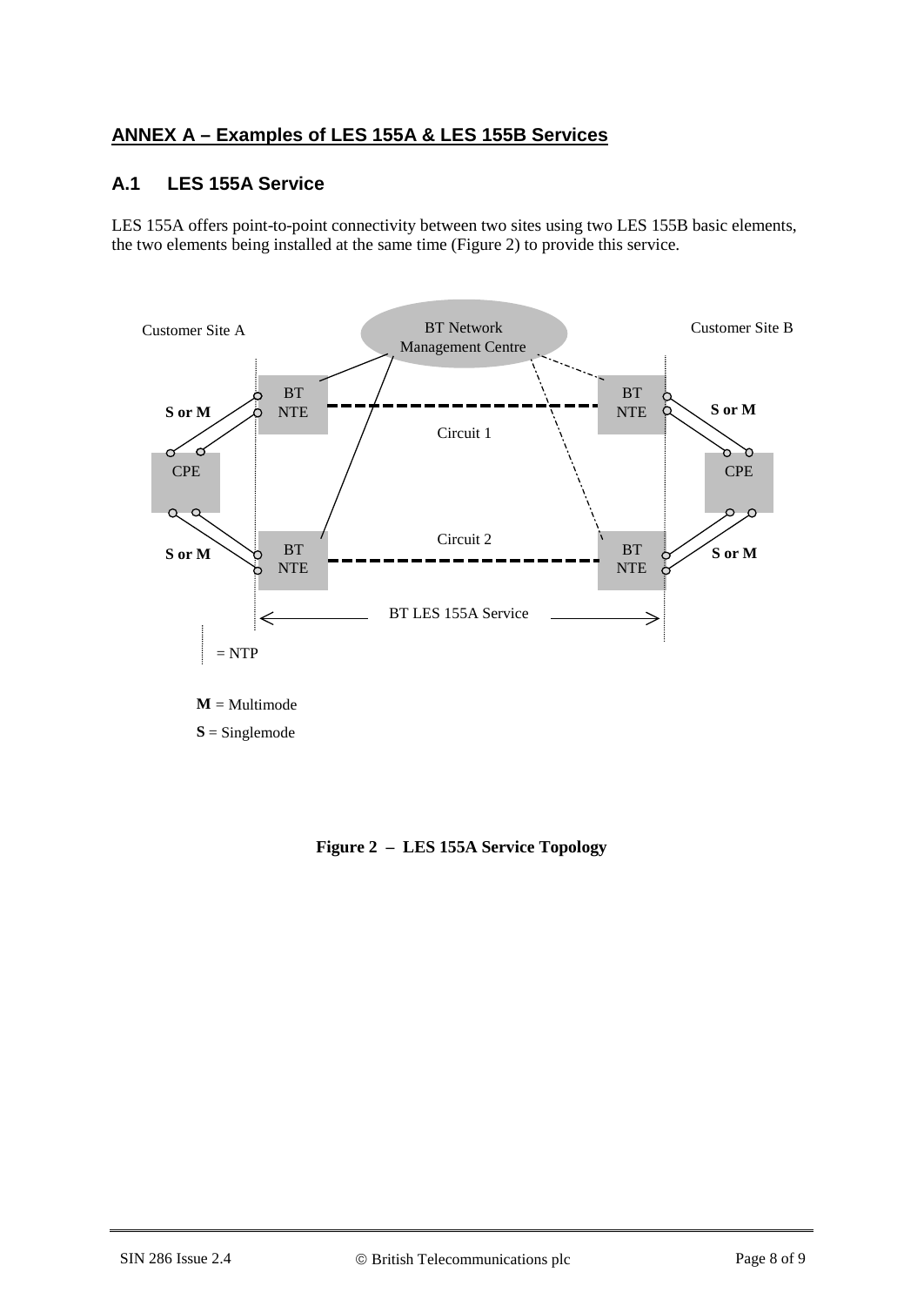## ANNEX A – Examples of LES 155A & LES 155B Services

### A.1 LES 155A Service

LES 155A offers point-to-point connectivity between two sites using two LES 155B basic elements, the two elements being installed at the same time (Figure 2) to provide this service.

Customer Site A

BT Network Management Centre

Customer Site B

BT NTE

BT NTE

S or M

S or M

Circuit 1

CPE

CPE

Circuit 2

S or M

BT NTE

BT NTE

S or M

BT LES 155A Service

= NTP

**M** = Multimode

**S** = Singlemode

**Figure 2 – LES 155A Service Topology**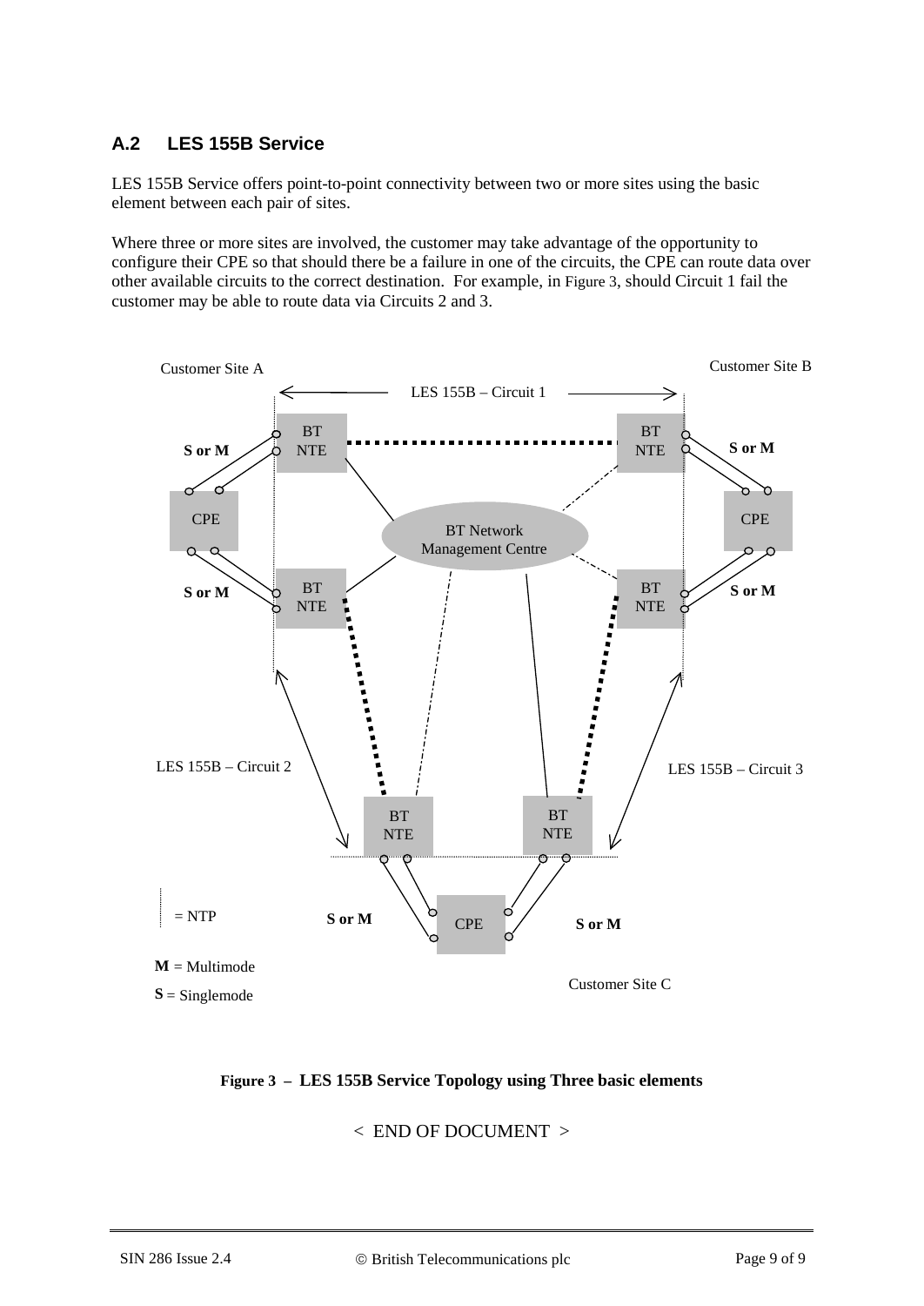## A.2 LES 155B Service

LES 155B Service offers point-to-point connectivity between two or more sites using the basic element between each pair of sites.

Where three or more sites are involved, the customer may take advantage of the opportunity to configure their CPE so that should there be a failure in one of the circuits, the CPE can route data over other available circuits to the correct destination. For example, in Figure 3, should Circuit 1 fail the customer may be able to route data via Circuits 2 and 3.

Customer Site A

Customer Site B

LES 155B – Circuit 1

BT NTE

S or M

CPE

BT Network Management Centre

LES 155B – Circuit 2

LES 155B – Circuit 3

= NTP

**M** = Multimode

**S** = Singlemode

Customer Site C

**Figure 3 – LES 155B Service Topology using Three basic elements**

< END OF DOCUMENT >